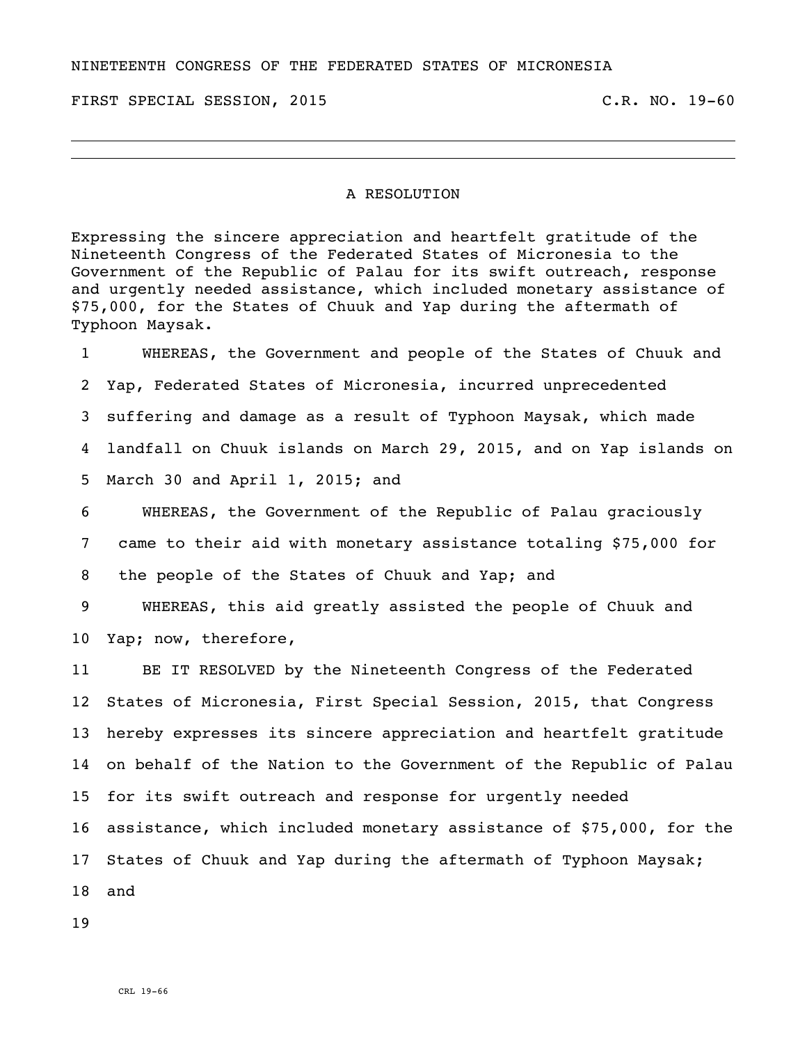NINETEENTH CONGRESS OF THE FEDERATED STATES OF MICRONESIA

FIRST SPECIAL SESSION, 2015 C.R. NO. 19-60

# A RESOLUTION

Expressing the sincere appreciation and heartfelt gratitude of the Nineteenth Congress of the Federated States of Micronesia to the Government of the Republic of Palau for its swift outreach, response and urgently needed assistance, which included monetary assistance of $75,000, for the States of Chuuk and Yap during the aftermath of Typhoon Maysak.

1 WHEREAS, the Government and people of the States of Chuuk and
2 Yap, Federated States of Micronesia, incurred unprecedented
3 suffering and damage as a result of Typhoon Maysak, which made
4 landfall on Chuuk islands on March 29, 2015, and on Yap islands on
5 March 30 and April 1, 2015; and

6 WHEREAS, the Government of the Republic of Palau graciously
7 came to their aid with monetary assistance totaling $75,000 for
8 the people of the States of Chuuk and Yap; and

9 WHEREAS, this aid greatly assisted the people of Chuuk and
10 Yap; now, therefore,

11 BE IT RESOLVED by the Nineteenth Congress of the Federated
12 States of Micronesia, First Special Session, 2015, that Congress
13 hereby expresses its sincere appreciation and heartfelt gratitude
14 on behalf of the Nation to the Government of the Republic of Palau
15 for its swift outreach and response for urgently needed
16 assistance, which included monetary assistance of $75,000, for the
17 States of Chuuk and Yap during the aftermath of Typhoon Maysak;
18 and

19

CRL 19-66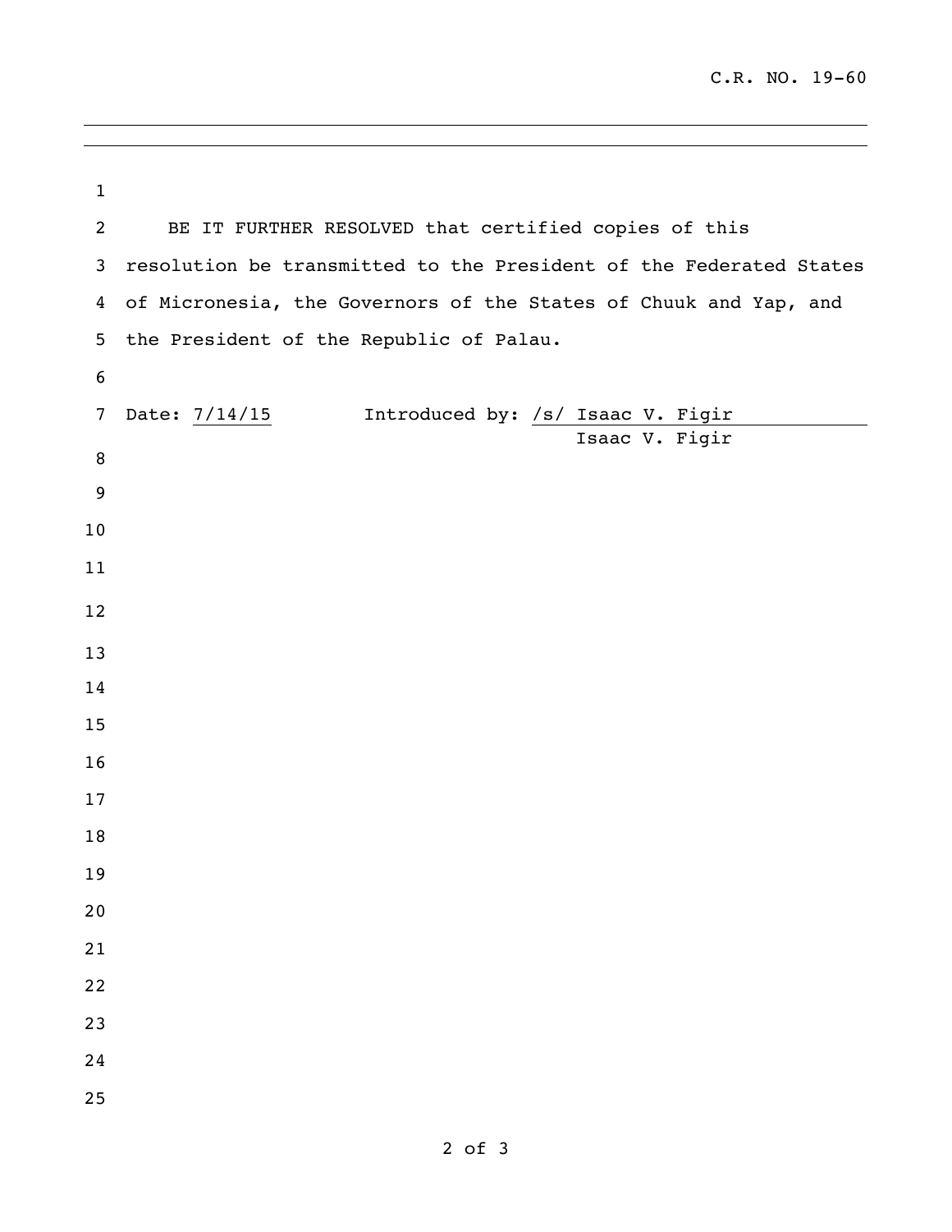BE IT FURTHER RESOLVED that certified copies of this resolution be transmitted to the President of the Federated States of Micronesia, the Governors of the States of Chuuk and Yap, and the President of the Republic of Palau.

Date: 7/14/15 Introduced by: /s/ Isaac V. Figir

Isaac V. Figir